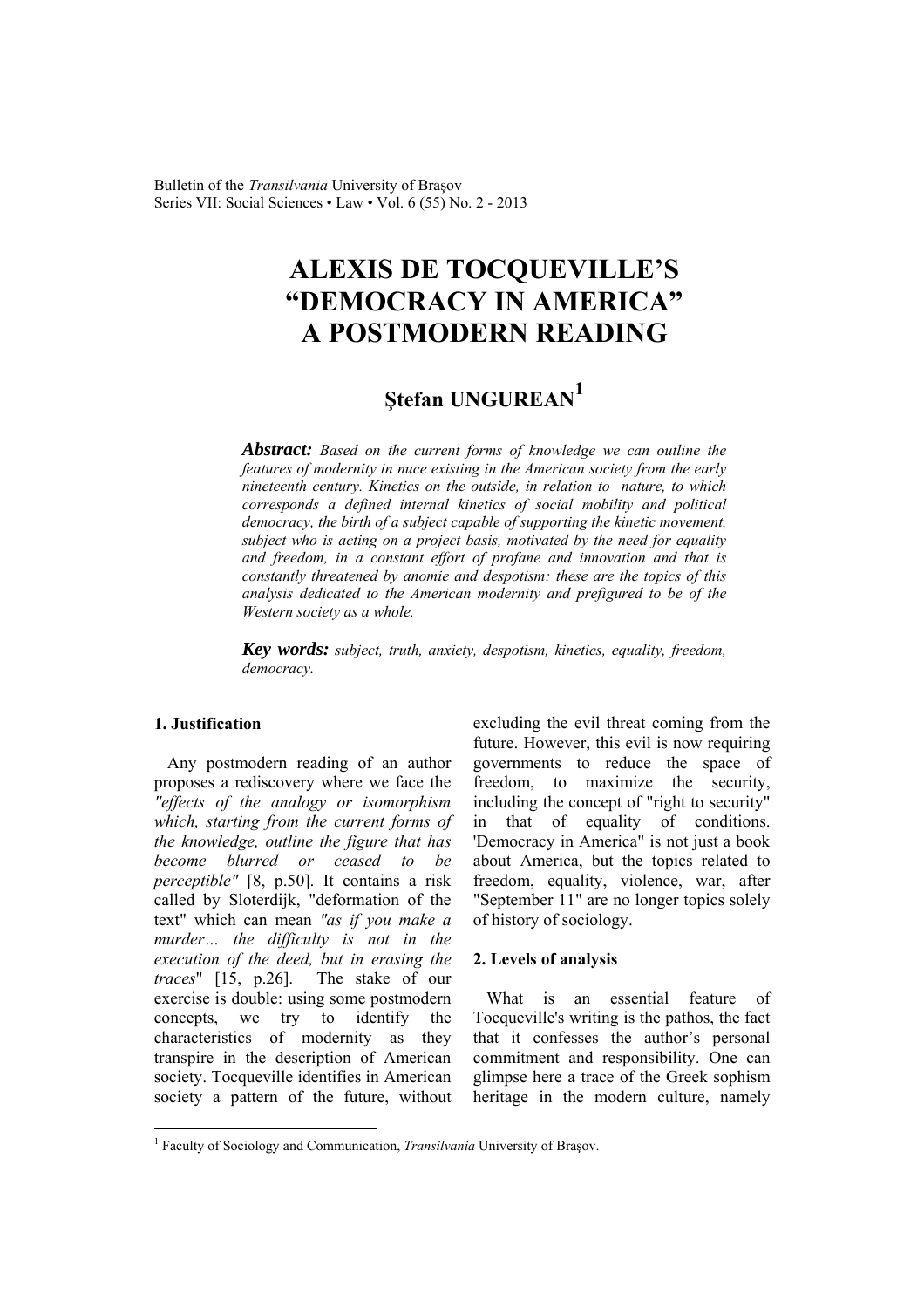# ALEXIS DE TOCQUEVILLE'S "DEMOCRACY IN AMERICA" A POSTMODERN READING

**Ştefan UNGUREAN**[1]

***Abstract:*** *Based on the current forms of knowledge we can outline the features of modernity in nuce existing in the American society from the early nineteenth century. Kinetics on the outside, in relation to nature, to which corresponds a defined internal kinetics of social mobility and political democracy, the birth of a subject capable of supporting the kinetic movement, subject who is acting on a project basis, motivated by the need for equality and freedom, in a constant effort of profane and innovation and that is constantly threatened by anomie and despotism; these are the topics of this analysis dedicated to the American modernity and prefigured to be of the Western society as a whole.*

***Key words:*** *subject, truth, anxiety, despotism, kinetics, equality, freedom, democracy.*

## 1. Justification

Any postmodern reading of an author proposes a rediscovery where we face the *"effects of the analogy or isomorphism which, starting from the current forms of the knowledge, outline the figure that has become blurred or ceased to be perceptible"* [8, p.50]. It contains a risk called by Sloterdijk, "deformation of the text" which can mean *"as if you make a murder… the difficulty is not in the execution of the deed, but in erasing the traces*" [15, p.26]. The stake of our exercise is double: using some postmodern concepts, we try to identify the characteristics of modernity as they transpire in the description of American society. Tocqueville identifies in American society a pattern of the future, without excluding the evil threat coming from the future. However, this evil is now requiring governments to reduce the space of freedom, to maximize the security, including the concept of "right to security" in that of equality of conditions. 'Democracy in America" is not just a book about America, but the topics related to freedom, equality, violence, war, after "September 11" are no longer topics solely of history of sociology.

## 2. Levels of analysis

What is an essential feature of Tocqueville's writing is the pathos, the fact that it confesses the author's personal commitment and responsibility. One can glimpse here a trace of the Greek sophism heritage in the modern culture, namely

---

[1] Faculty of Sociology and Communication, *Transilvania* University of Braşov.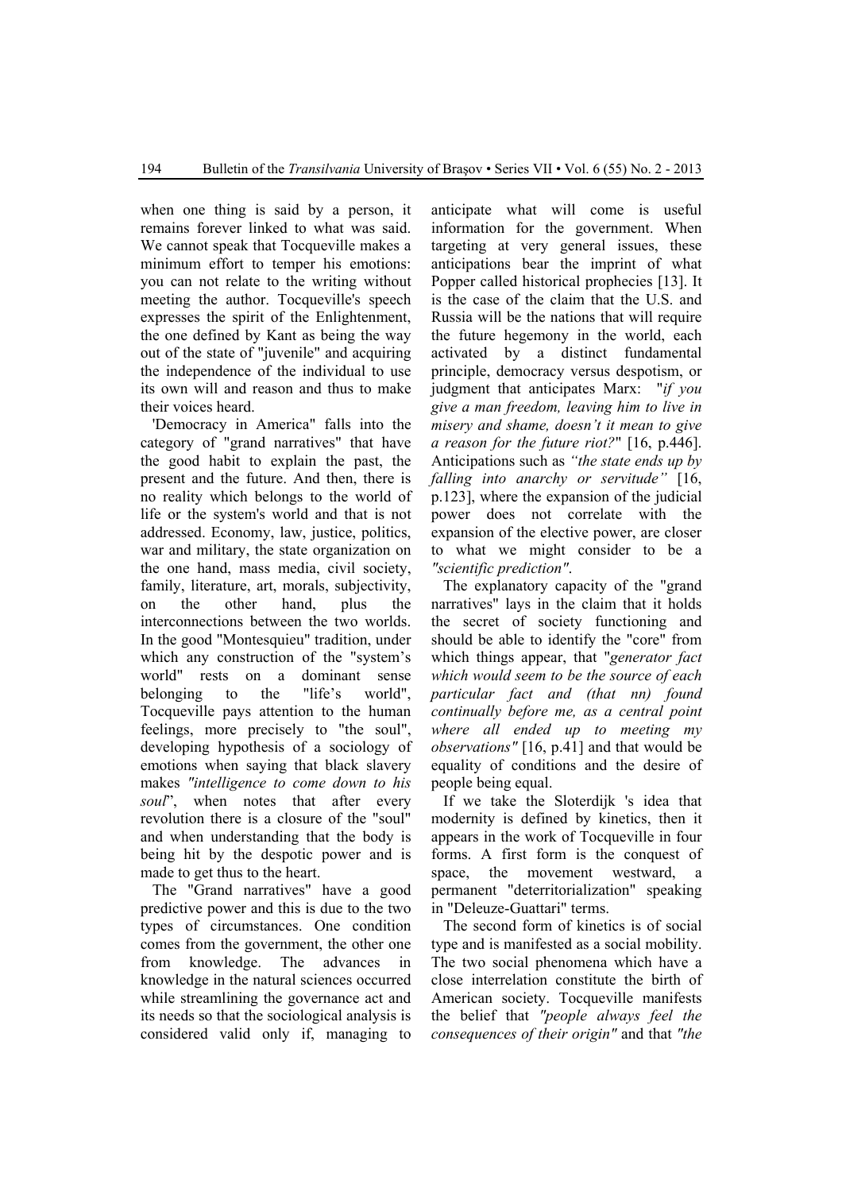when one thing is said by a person, it remains forever linked to what was said. We cannot speak that Tocqueville makes a minimum effort to temper his emotions: you can not relate to the writing without meeting the author. Tocqueville's speech expresses the spirit of the Enlightenment, the one defined by Kant as being the way out of the state of "juvenile" and acquiring the independence of the individual to use its own will and reason and thus to make their voices heard.

'Democracy in America" falls into the category of "grand narratives" that have the good habit to explain the past, the present and the future. And then, there is no reality which belongs to the world of life or the system's world and that is not addressed. Economy, law, justice, politics, war and military, the state organization on the one hand, mass media, civil society, family, literature, art, morals, subjectivity, on the other hand, plus the interconnections between the two worlds. In the good "Montesquieu" tradition, under which any construction of the "system's world" rests on a dominant sense belonging to the "life's world", Tocqueville pays attention to the human feelings, more precisely to "the soul", developing hypothesis of a sociology of emotions when saying that black slavery makes *"intelligence to come down to his soul*", when notes that after every revolution there is a closure of the "soul" and when understanding that the body is being hit by the despotic power and is made to get thus to the heart.

The "Grand narratives" have a good predictive power and this is due to the two types of circumstances. One condition comes from the government, the other one from knowledge. The advances in knowledge in the natural sciences occurred while streamlining the governance act and its needs so that the sociological analysis is considered valid only if, managing to anticipate what will come is useful information for the government. When targeting at very general issues, these anticipations bear the imprint of what Popper called historical prophecies [13]. It is the case of the claim that the U.S. and Russia will be the nations that will require the future hegemony in the world, each activated by a distinct fundamental principle, democracy versus despotism, or judgment that anticipates Marx: "*if you give a man freedom, leaving him to live in misery and shame, doesn't it mean to give a reason for the future riot?*" [16, p.446]. Anticipations such as *"the state ends up by falling into anarchy or servitude"* [16, p.123], where the expansion of the judicial power does not correlate with the expansion of the elective power, are closer to what we might consider to be a *"scientific prediction"*.

The explanatory capacity of the "grand narratives" lays in the claim that it holds the secret of society functioning and should be able to identify the "core" from which things appear, that "*generator fact which would seem to be the source of each particular fact and (that nn) found continually before me, as a central point where all ended up to meeting my observations"* [16, p.41] and that would be equality of conditions and the desire of people being equal.

If we take the Sloterdijk 's idea that modernity is defined by kinetics, then it appears in the work of Tocqueville in four forms. A first form is the conquest of space, the movement westward, a permanent "deterritorialization" speaking in "Deleuze-Guattari" terms.

The second form of kinetics is of social type and is manifested as a social mobility. The two social phenomena which have a close interrelation constitute the birth of American society. Tocqueville manifests the belief that *"people always feel the consequences of their origin"* and that *"the*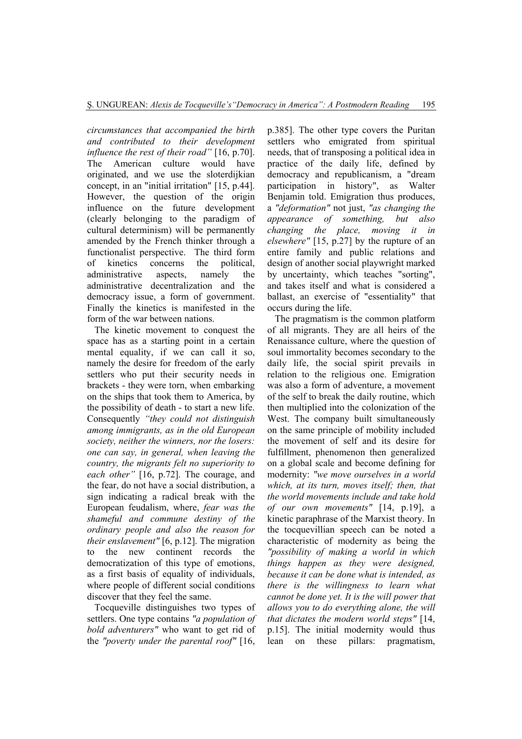*circumstances that accompanied the birth and contributed to their development influence the rest of their road"* [16, p.70]. The American culture would have originated, and we use the sloterdijkian concept, in an "initial irritation" [15, p.44]. However, the question of the origin influence on the future development (clearly belonging to the paradigm of cultural determinism) will be permanently amended by the French thinker through a functionalist perspective. The third form of kinetics concerns the political, administrative aspects, namely the administrative decentralization and the democracy issue, a form of government. Finally the kinetics is manifested in the form of the war between nations.

The kinetic movement to conquest the space has as a starting point in a certain mental equality, if we can call it so, namely the desire for freedom of the early settlers who put their security needs in brackets - they were torn, when embarking on the ships that took them to America, by the possibility of death - to start a new life. Consequently *"they could not distinguish among immigrants, as in the old European society, neither the winners, nor the losers: one can say, in general, when leaving the country, the migrants felt no superiority to each other"* [16, p.72]. The courage, and the fear, do not have a social distribution, a sign indicating a radical break with the European feudalism, where, *fear was the shameful and commune destiny of the ordinary people and also the reason for their enslavement"* [6, p.12]. The migration to the new continent records the democratization of this type of emotions, as a first basis of equality of individuals, where people of different social conditions discover that they feel the same.

Tocqueville distinguishes two types of settlers. One type contains *"a population of bold adventurers"* who want to get rid of the *"poverty under the parental roof"* [16, p.385]. The other type covers the Puritan settlers who emigrated from spiritual needs, that of transposing a political idea in practice of the daily life, defined by democracy and republicanism, a "dream participation in history", as Walter Benjamin told. Emigration thus produces, a *"deformation"* not just, *"as changing the appearance of something, but also changing the place, moving it in elsewhere"* [15, p.27] by the rupture of an entire family and public relations and design of another social playwright marked by uncertainty, which teaches "sorting", and takes itself and what is considered a ballast, an exercise of "essentiality" that occurs during the life.

The pragmatism is the common platform of all migrants. They are all heirs of the Renaissance culture, where the question of soul immortality becomes secondary to the daily life, the social spirit prevails in relation to the religious one. Emigration was also a form of adventure, a movement of the self to break the daily routine, which then multiplied into the colonization of the West. The company built simultaneously on the same principle of mobility included the movement of self and its desire for fulfillment, phenomenon then generalized on a global scale and become defining for modernity: *"we move ourselves in a world which, at its turn, moves itself; then, that the world movements include and take hold of our own movements"* [14, p.19], a kinetic paraphrase of the Marxist theory. In the tocquevillian speech can be noted a characteristic of modernity as being the *"possibility of making a world in which things happen as they were designed, because it can be done what is intended, as there is the willingness to learn what cannot be done yet. It is the will power that allows you to do everything alone, the will that dictates the modern world steps"* [14, p.15]. The initial modernity would thus lean on these pillars: pragmatism,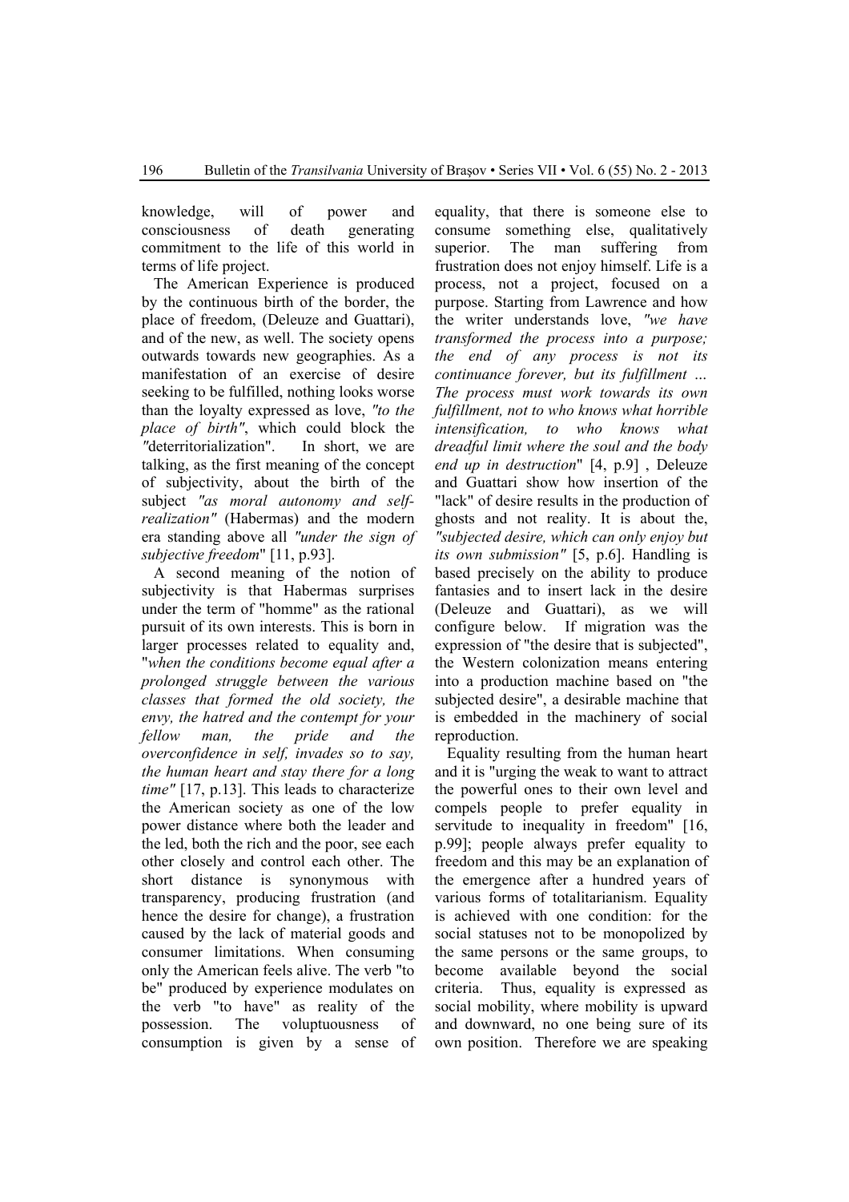knowledge, will of power and consciousness of death generating commitment to the life of this world in terms of life project.

The American Experience is produced by the continuous birth of the border, the place of freedom, (Deleuze and Guattari), and of the new, as well. The society opens outwards towards new geographies. As a manifestation of an exercise of desire seeking to be fulfilled, nothing looks worse than the loyalty expressed as love, *"to the place of birth"*, which could block the *"*deterritorialization". In short, we are talking, as the first meaning of the concept of subjectivity, about the birth of the subject *"as moral autonomy and self-realization"* (Habermas) and the modern era standing above all *"under the sign of subjective freedom*" [11, p.93].

A second meaning of the notion of subjectivity is that Habermas surprises under the term of "homme" as the rational pursuit of its own interests. This is born in larger processes related to equality and, "*when the conditions become equal after a prolonged struggle between the various classes that formed the old society, the envy, the hatred and the contempt for your fellow man, the pride and the overconfidence in self, invades so to say, the human heart and stay there for a long time"* [17, p.13]. This leads to characterize the American society as one of the low power distance where both the leader and the led, both the rich and the poor, see each other closely and control each other. The short distance is synonymous with transparency, producing frustration (and hence the desire for change), a frustration caused by the lack of material goods and consumer limitations. When consuming only the American feels alive. The verb "to be" produced by experience modulates on the verb "to have" as reality of the possession. The voluptuousness of consumption is given by a sense of equality, that there is someone else to consume something else, qualitatively superior. The man suffering from frustration does not enjoy himself. Life is a process, not a project, focused on a purpose. Starting from Lawrence and how the writer understands love, *"we have transformed the process into a purpose; the end of any process is not its continuance forever, but its fulfillment … The process must work towards its own fulfillment, not to who knows what horrible intensification, to who knows what dreadful limit where the soul and the body end up in destruction*" [4, p.9] , Deleuze and Guattari show how insertion of the "lack" of desire results in the production of ghosts and not reality. It is about the, *"subjected desire, which can only enjoy but its own submission"* [5, p.6]. Handling is based precisely on the ability to produce fantasies and to insert lack in the desire (Deleuze and Guattari), as we will configure below. If migration was the expression of "the desire that is subjected", the Western colonization means entering into a production machine based on "the subjected desire", a desirable machine that is embedded in the machinery of social reproduction.

Equality resulting from the human heart and it is "urging the weak to want to attract the powerful ones to their own level and compels people to prefer equality in servitude to inequality in freedom" [16, p.99]; people always prefer equality to freedom and this may be an explanation of the emergence after a hundred years of various forms of totalitarianism. Equality is achieved with one condition: for the social statuses not to be monopolized by the same persons or the same groups, to become available beyond the social criteria. Thus, equality is expressed as social mobility, where mobility is upward and downward, no one being sure of its own position. Therefore we are speaking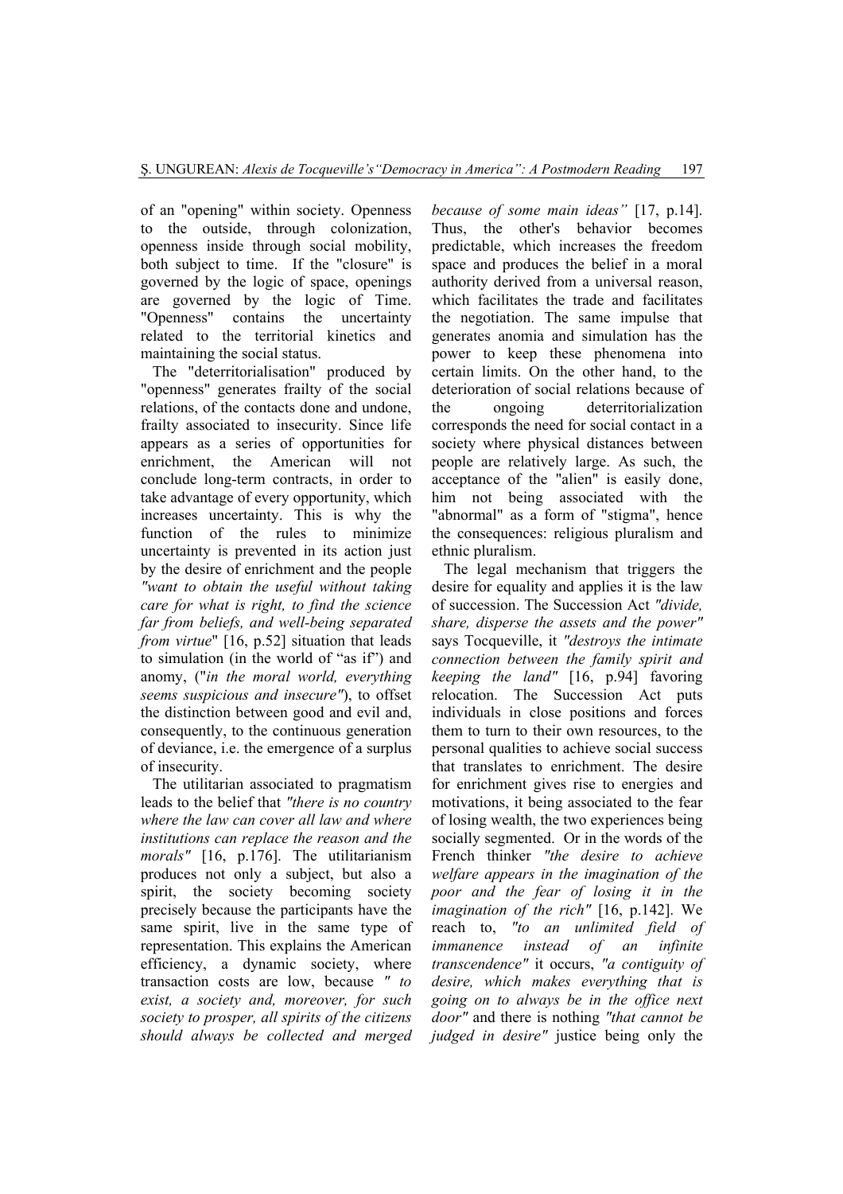of an "opening" within society. Openness to the outside, through colonization, openness inside through social mobility, both subject to time. If the "closure" is governed by the logic of space, openings are governed by the logic of Time. "Openness" contains the uncertainty related to the territorial kinetics and maintaining the social status.

The "deterritorialisation" produced by "openness" generates frailty of the social relations, of the contacts done and undone, frailty associated to insecurity. Since life appears as a series of opportunities for enrichment, the American will not conclude long-term contracts, in order to take advantage of every opportunity, which increases uncertainty. This is why the function of the rules to minimize uncertainty is prevented in its action just by the desire of enrichment and the people *"want to obtain the useful without taking care for what is right, to find the science far from beliefs, and well-being separated from virtue*" [16, p.52] situation that leads to simulation (in the world of "as if") and anomy, ("*in the moral world, everything seems suspicious and insecure"*), to offset the distinction between good and evil and, consequently, to the continuous generation of deviance, i.e. the emergence of a surplus of insecurity.

The utilitarian associated to pragmatism leads to the belief that *"there is no country where the law can cover all law and where institutions can replace the reason and the morals"* [16, p.176]. The utilitarianism produces not only a subject, but also a spirit, the society becoming society precisely because the participants have the same spirit, live in the same type of representation. This explains the American efficiency, a dynamic society, where transaction costs are low, because *" to exist, a society and, moreover, for such society to prosper, all spirits of the citizens should always be collected and merged because of some main ideas"* [17, p.14]. Thus, the other's behavior becomes predictable, which increases the freedom space and produces the belief in a moral authority derived from a universal reason, which facilitates the trade and facilitates the negotiation. The same impulse that generates anomia and simulation has the power to keep these phenomena into certain limits. On the other hand, to the deterioration of social relations because of the ongoing deterritorialization corresponds the need for social contact in a society where physical distances between people are relatively large. As such, the acceptance of the "alien" is easily done, him not being associated with the "abnormal" as a form of "stigma", hence the consequences: religious pluralism and ethnic pluralism.

The legal mechanism that triggers the desire for equality and applies it is the law of succession. The Succession Act *"divide, share, disperse the assets and the power"* says Tocqueville, it *"destroys the intimate connection between the family spirit and keeping the land"* [16, p.94] favoring relocation. The Succession Act puts individuals in close positions and forces them to turn to their own resources, to the personal qualities to achieve social success that translates to enrichment. The desire for enrichment gives rise to energies and motivations, it being associated to the fear of losing wealth, the two experiences being socially segmented. Or in the words of the French thinker *"the desire to achieve welfare appears in the imagination of the poor and the fear of losing it in the imagination of the rich"* [16, p.142]. We reach to, *"to an unlimited field of immanence instead of an infinite transcendence"* it occurs, *"a contiguity of desire, which makes everything that is going on to always be in the office next door"* and there is nothing *"that cannot be judged in desire"* justice being only the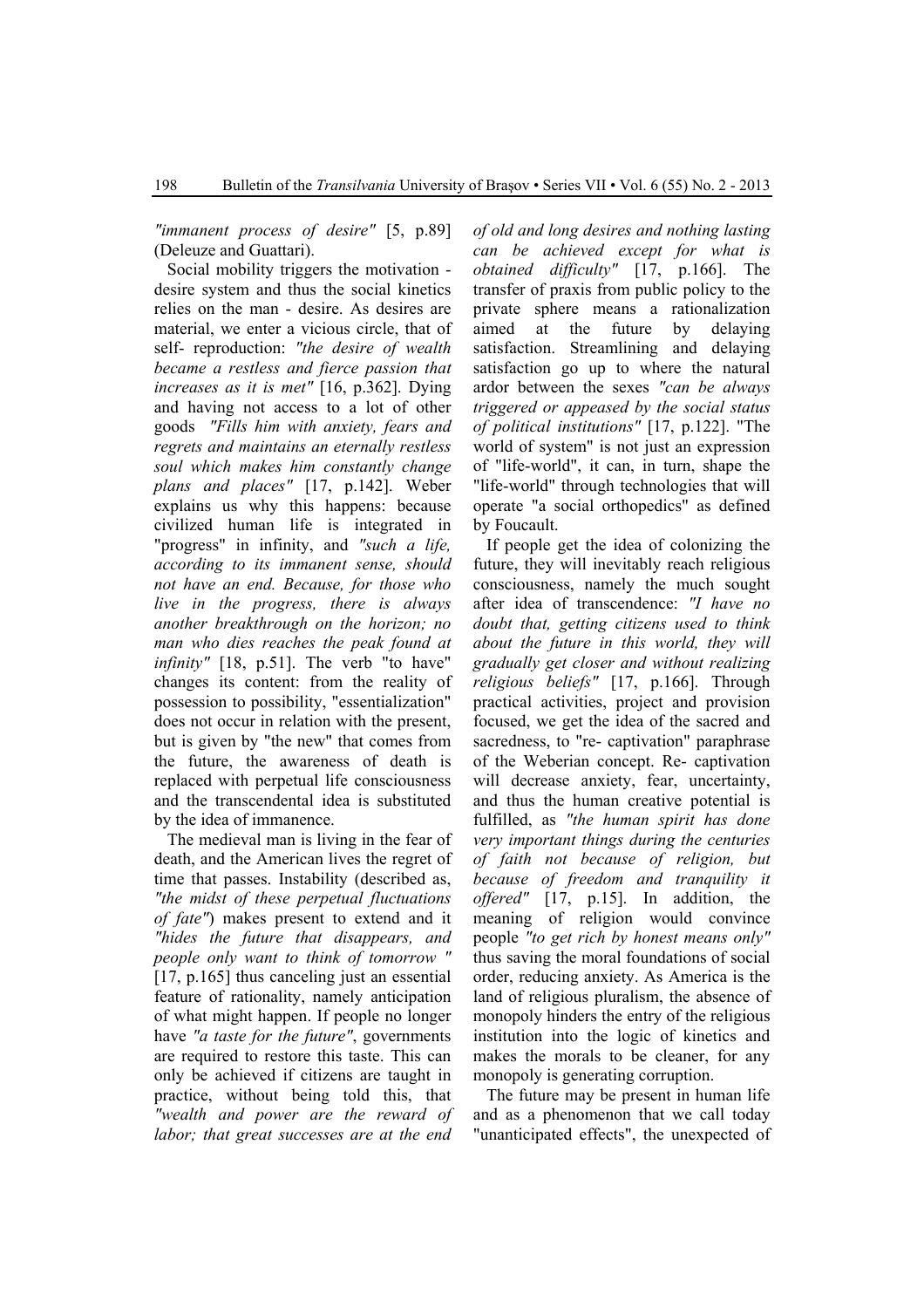*"immanent process of desire"* [5, p.89] (Deleuze and Guattari).

Social mobility triggers the motivation - desire system and thus the social kinetics relies on the man - desire. As desires are material, we enter a vicious circle, that of self- reproduction: *"the desire of wealth became a restless and fierce passion that increases as it is met"* [16, p.362]. Dying and having not access to a lot of other goods *"Fills him with anxiety, fears and regrets and maintains an eternally restless soul which makes him constantly change plans and places"* [17, p.142]. Weber explains us why this happens: because civilized human life is integrated in "progress" in infinity, and *"such a life, according to its immanent sense, should not have an end. Because, for those who live in the progress, there is always another breakthrough on the horizon; no man who dies reaches the peak found at infinity"* [18, p.51]. The verb "to have" changes its content: from the reality of possession to possibility, "essentialization" does not occur in relation with the present, but is given by "the new" that comes from the future, the awareness of death is replaced with perpetual life consciousness and the transcendental idea is substituted by the idea of immanence.

The medieval man is living in the fear of death, and the American lives the regret of time that passes. Instability (described as, *"the midst of these perpetual fluctuations of fate"*) makes present to extend and it *"hides the future that disappears, and people only want to think of tomorrow "* [17, p.165] thus canceling just an essential feature of rationality, namely anticipation of what might happen. If people no longer have *"a taste for the future"*, governments are required to restore this taste. This can only be achieved if citizens are taught in practice, without being told this, that *"wealth and power are the reward of labor; that great successes are at the end of old and long desires and nothing lasting can be achieved except for what is obtained difficulty"* [17, p.166]. The transfer of praxis from public policy to the private sphere means a rationalization aimed at the future by delaying satisfaction. Streamlining and delaying satisfaction go up to where the natural ardor between the sexes *"can be always triggered or appeased by the social status of political institutions"* [17, p.122]. "The world of system" is not just an expression of "life-world", it can, in turn, shape the "life-world" through technologies that will operate "a social orthopedics" as defined by Foucault.

If people get the idea of colonizing the future, they will inevitably reach religious consciousness, namely the much sought after idea of transcendence: *"I have no doubt that, getting citizens used to think about the future in this world, they will gradually get closer and without realizing religious beliefs"* [17, p.166]. Through practical activities, project and provision focused, we get the idea of the sacred and sacredness, to "re- captivation" paraphrase of the Weberian concept. Re- captivation will decrease anxiety, fear, uncertainty, and thus the human creative potential is fulfilled, as *"the human spirit has done very important things during the centuries of faith not because of religion, but because of freedom and tranquility it offered"* [17, p.15]. In addition, the meaning of religion would convince people *"to get rich by honest means only"* thus saving the moral foundations of social order, reducing anxiety. As America is the land of religious pluralism, the absence of monopoly hinders the entry of the religious institution into the logic of kinetics and makes the morals to be cleaner, for any monopoly is generating corruption.

The future may be present in human life and as a phenomenon that we call today "unanticipated effects", the unexpected of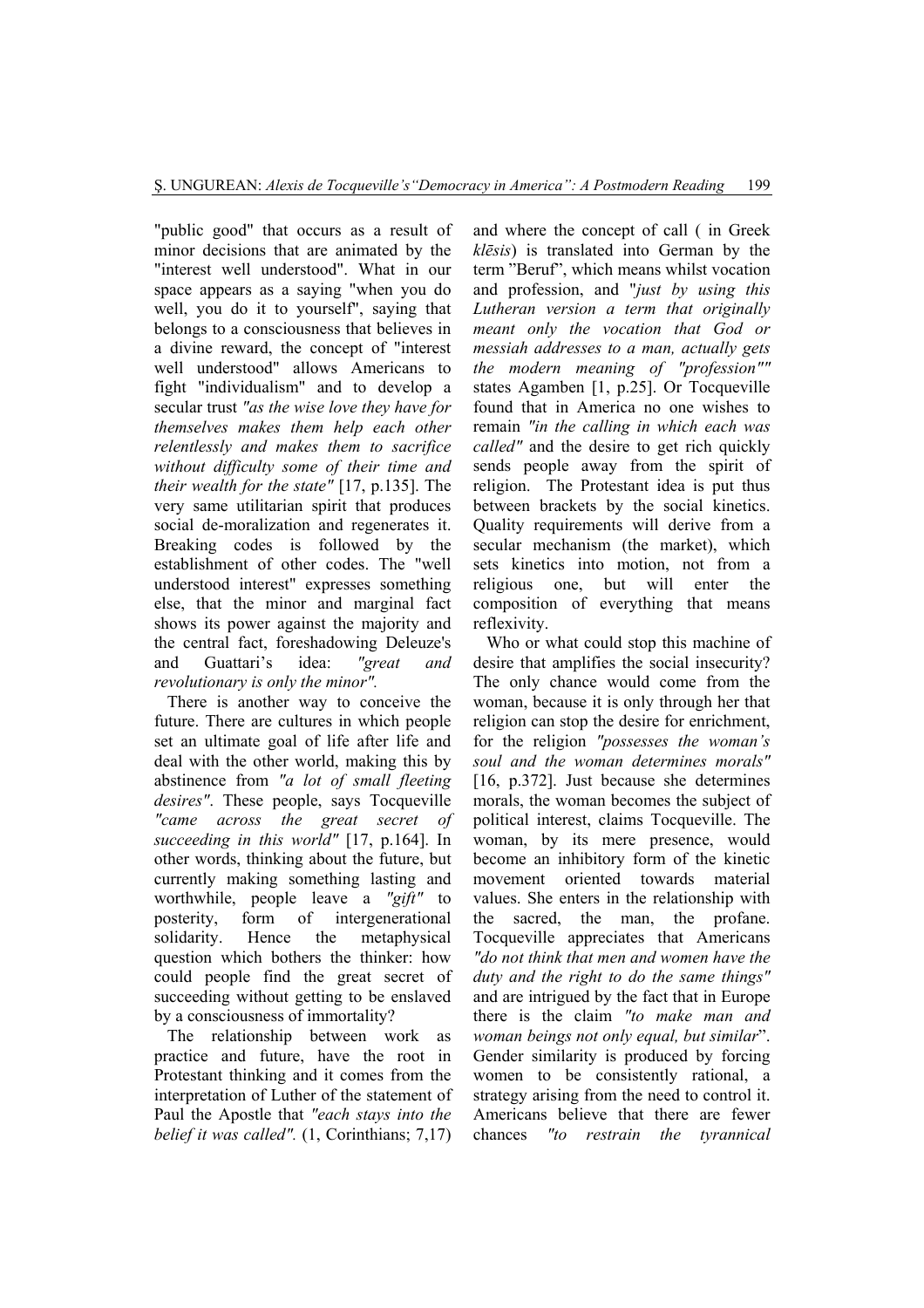"public good" that occurs as a result of minor decisions that are animated by the "interest well understood". What in our space appears as a saying "when you do well, you do it to yourself", saying that belongs to a consciousness that believes in a divine reward, the concept of "interest well understood" allows Americans to fight "individualism" and to develop a secular trust *"as the wise love they have for themselves makes them help each other relentlessly and makes them to sacrifice without difficulty some of their time and their wealth for the state"* [17, p.135]. The very same utilitarian spirit that produces social de-moralization and regenerates it. Breaking codes is followed by the establishment of other codes. The "well understood interest" expresses something else, that the minor and marginal fact shows its power against the majority and the central fact, foreshadowing Deleuze's and Guattari's idea: *"great and revolutionary is only the minor".*

There is another way to conceive the future. There are cultures in which people set an ultimate goal of life after life and deal with the other world, making this by abstinence from *"a lot of small fleeting desires"*. These people, says Tocqueville *"came across the great secret of succeeding in this world"* [17, p.164]. In other words, thinking about the future, but currently making something lasting and worthwhile, people leave a *"gift"* to posterity, form of intergenerational solidarity. Hence the metaphysical question which bothers the thinker: how could people find the great secret of succeeding without getting to be enslaved by a consciousness of immortality?

The relationship between work as practice and future, have the root in Protestant thinking and it comes from the interpretation of Luther of the statement of Paul the Apostle that *"each stays into the belief it was called".* (1, Corinthians; 7,17) and where the concept of call ( in Greek *klēsis*) is translated into German by the term "Beruf", which means whilst vocation and profession, and "*just by using this Lutheran version a term that originally meant only the vocation that God or messiah addresses to a man, actually gets the modern meaning of "profession""* states Agamben [1, p.25]. Or Tocqueville found that in America no one wishes to remain *"in the calling in which each was called"* and the desire to get rich quickly sends people away from the spirit of religion. The Protestant idea is put thus between brackets by the social kinetics. Quality requirements will derive from a secular mechanism (the market), which sets kinetics into motion, not from a religious one, but will enter the composition of everything that means reflexivity.

Who or what could stop this machine of desire that amplifies the social insecurity? The only chance would come from the woman, because it is only through her that religion can stop the desire for enrichment, for the religion *"possesses the woman's soul and the woman determines morals"* [16, p.372]. Just because she determines morals, the woman becomes the subject of political interest, claims Tocqueville. The woman, by its mere presence, would become an inhibitory form of the kinetic movement oriented towards material values. She enters in the relationship with the sacred, the man, the profane. Tocqueville appreciates that Americans *"do not think that men and women have the duty and the right to do the same things"* and are intrigued by the fact that in Europe there is the claim *"to make man and woman beings not only equal, but similar*". Gender similarity is produced by forcing women to be consistently rational, a strategy arising from the need to control it. Americans believe that there are fewer chances *"to restrain the tyrannical*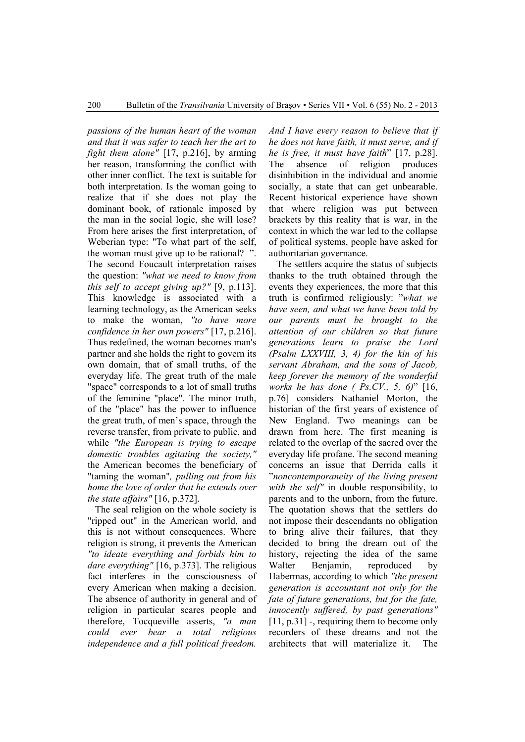*passions of the human heart of the woman and that it was safer to teach her the art to fight them alone"* [17, p.216], by arming her reason, transforming the conflict with other inner conflict. The text is suitable for both interpretation. Is the woman going to realize that if she does not play the dominant book, of rationale imposed by the man in the social logic, she will lose? From here arises the first interpretation, of Weberian type: "To what part of the self, the woman must give up to be rational? ". The second Foucault interpretation raises the question: *"what we need to know from this self to accept giving up?"* [9, p.113]. This knowledge is associated with a learning technology, as the American seeks to make the woman, *"to have more confidence in her own powers"* [17, p.216]. Thus redefined, the woman becomes man's partner and she holds the right to govern its own domain, that of small truths, of the everyday life. The great truth of the male "space" corresponds to a lot of small truths of the feminine "place". The minor truth, of the "place" has the power to influence the great truth, of men's space, through the reverse transfer, from private to public, and while *"the European is trying to escape domestic troubles agitating the society,"* the American becomes the beneficiary of "taming the woman"*, pulling out from his home the love of order that he extends over the state affairs"* [16, p.372].

The seal religion on the whole society is "ripped out" in the American world, and this is not without consequences. Where religion is strong, it prevents the American *"to ideate everything and forbids him to dare everything"* [16, p.373]. The religious fact interferes in the consciousness of every American when making a decision. The absence of authority in general and of religion in particular scares people and therefore, Tocqueville asserts, *"a man could ever bear a total religious independence and a full political freedom. And I have every reason to believe that if he does not have faith, it must serve, and if he is free, it must have faith*" [17, p.28]. The absence of religion produces disinhibition in the individual and anomie socially, a state that can get unbearable. Recent historical experience have shown that where religion was put between brackets by this reality that is war, in the context in which the war led to the collapse of political systems, people have asked for authoritarian governance.

The settlers acquire the status of subjects thanks to the truth obtained through the events they experiences, the more that this truth is confirmed religiously: "*what we have seen, and what we have been told by our parents must be brought to the attention of our children so that future generations learn to praise the Lord (Psalm LXXVIII, 3, 4) for the kin of his servant Abraham, and the sons of Jacob, keep forever the memory of the wonderful works he has done ( Ps.CV., 5, 6)*" [16, p.76] considers Nathaniel Morton, the historian of the first years of existence of New England. Two meanings can be drawn from here. The first meaning is related to the overlap of the sacred over the everyday life profane. The second meaning concerns an issue that Derrida calls it "*noncontemporaneity of the living present with the self"* in double responsibility, to parents and to the unborn, from the future. The quotation shows that the settlers do not impose their descendants no obligation to bring alive their failures, that they decided to bring the dream out of the history, rejecting the idea of the same Walter Benjamin, reproduced by Habermas, according to which *"the present generation is accountant not only for the fate of future generations, but for the fate, innocently suffered, by past generations"* [11, p.31] -, requiring them to become only recorders of these dreams and not the architects that will materialize it. The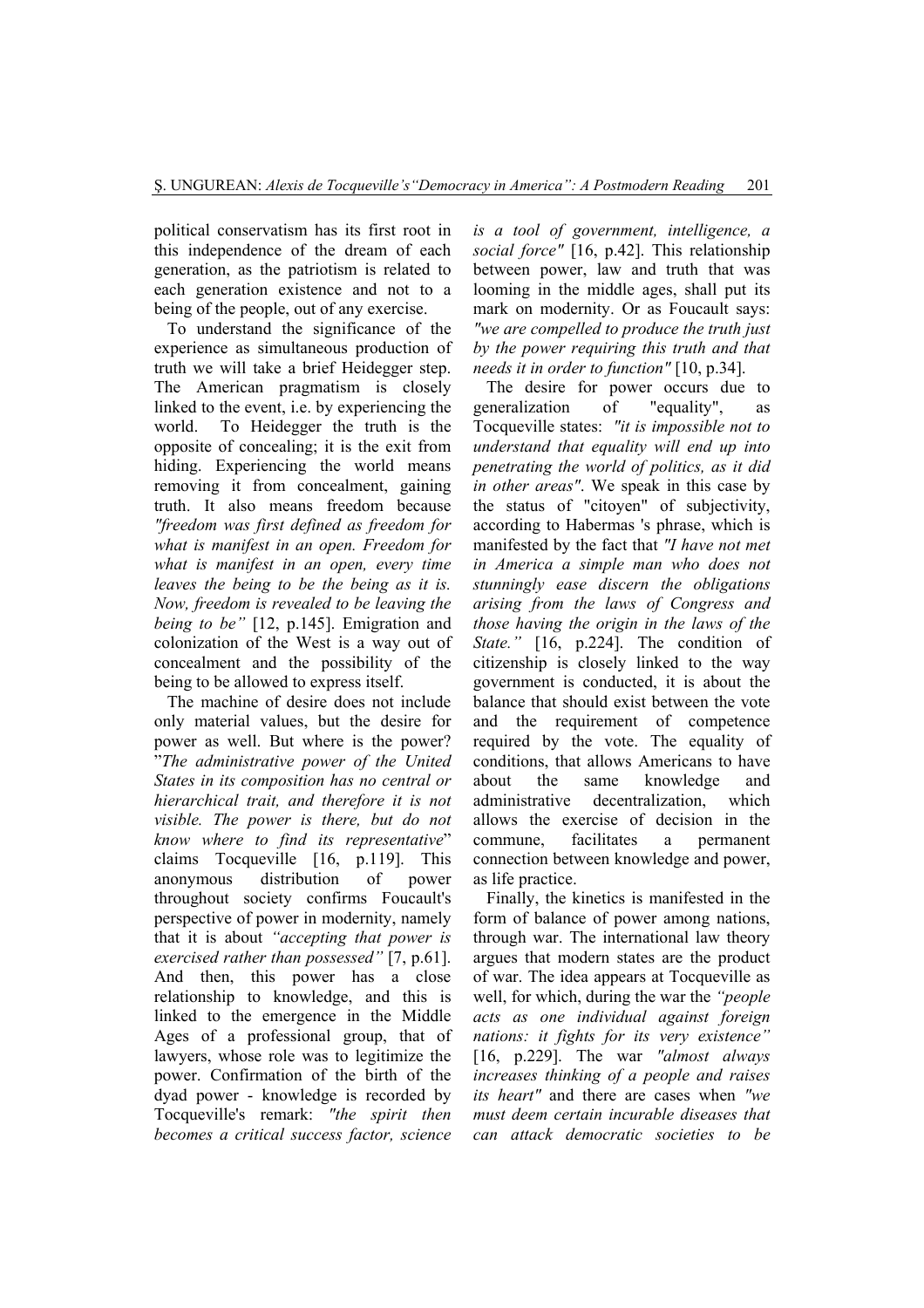political conservatism has its first root in this independence of the dream of each generation, as the patriotism is related to each generation existence and not to a being of the people, out of any exercise.

To understand the significance of the experience as simultaneous production of truth we will take a brief Heidegger step. The American pragmatism is closely linked to the event, i.e. by experiencing the world. To Heidegger the truth is the opposite of concealing; it is the exit from hiding. Experiencing the world means removing it from concealment, gaining truth. It also means freedom because *"freedom was first defined as freedom for what is manifest in an open. Freedom for what is manifest in an open, every time leaves the being to be the being as it is. Now, freedom is revealed to be leaving the being to be"* [12, p.145]. Emigration and colonization of the West is a way out of concealment and the possibility of the being to be allowed to express itself.

The machine of desire does not include only material values, but the desire for power as well. But where is the power? ”*The administrative power of the United States in its composition has no central or hierarchical trait, and therefore it is not visible. The power is there, but do not know where to find its representative*” claims Tocqueville [16, p.119]. This anonymous distribution of power throughout society confirms Foucault's perspective of power in modernity, namely that it is about *“accepting that power is exercised rather than possessed”* [7, p.61]. And then, this power has a close relationship to knowledge, and this is linked to the emergence in the Middle Ages of a professional group, that of lawyers, whose role was to legitimize the power. Confirmation of the birth of the dyad power - knowledge is recorded by Tocqueville's remark: *"the spirit then becomes a critical success factor, science is a tool of government, intelligence, a social force"* [16, p.42]. This relationship between power, law and truth that was looming in the middle ages, shall put its mark on modernity. Or as Foucault says: *"we are compelled to produce the truth just by the power requiring this truth and that needs it in order to function"* [10, p.34].

The desire for power occurs due to generalization of "equality", as Tocqueville states: *"it is impossible not to understand that equality will end up into penetrating the world of politics, as it did in other areas"*. We speak in this case by the status of "citoyen" of subjectivity, according to Habermas 's phrase, which is manifested by the fact that *"I have not met in America a simple man who does not stunningly ease discern the obligations arising from the laws of Congress and those having the origin in the laws of the State.”* [16, p.224]. The condition of citizenship is closely linked to the way government is conducted, it is about the balance that should exist between the vote and the requirement of competence required by the vote. The equality of conditions, that allows Americans to have about the same knowledge and administrative decentralization, which allows the exercise of decision in the commune, facilitates a permanent connection between knowledge and power, as life practice.

Finally, the kinetics is manifested in the form of balance of power among nations, through war. The international law theory argues that modern states are the product of war. The idea appears at Tocqueville as well, for which, during the war the *“people acts as one individual against foreign nations: it fights for its very existence”* [16, p.229]. The war *"almost always increases thinking of a people and raises its heart"* and there are cases when *"we must deem certain incurable diseases that can attack democratic societies to be*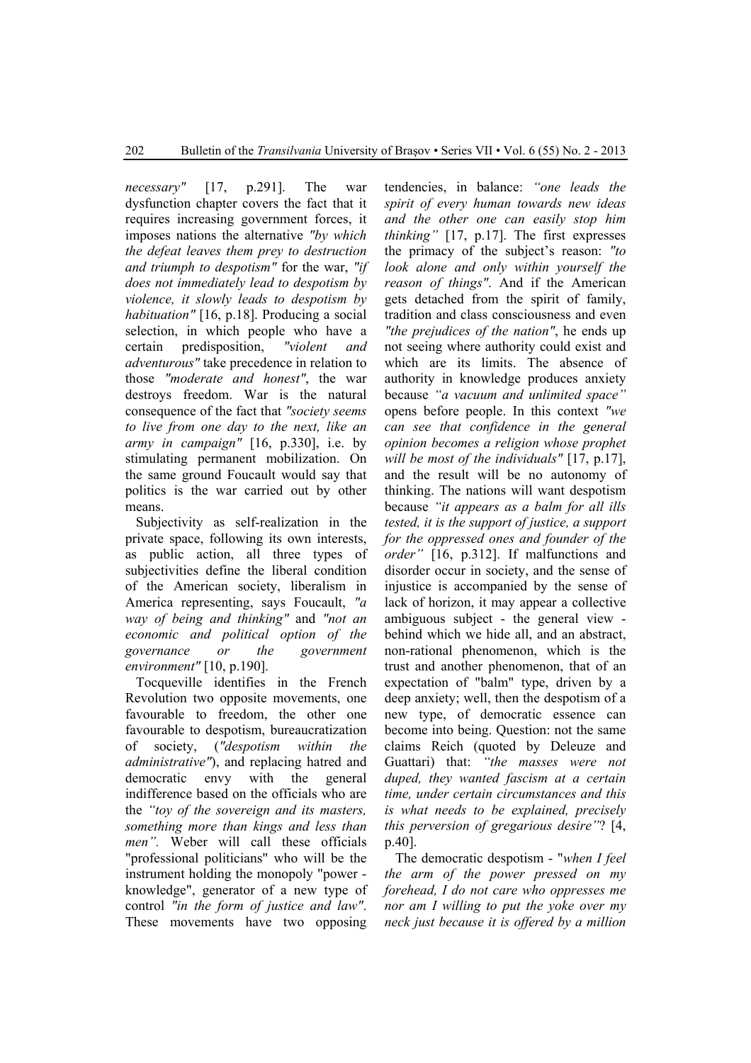*necessary"* [17, p.291]. The war dysfunction chapter covers the fact that it requires increasing government forces, it imposes nations the alternative *"by which the defeat leaves them prey to destruction and triumph to despotism"* for the war, *"if does not immediately lead to despotism by violence, it slowly leads to despotism by habituation"* [16, p.18]. Producing a social selection, in which people who have a certain predisposition, *"violent and adventurous"* take precedence in relation to those *"moderate and honest"*, the war destroys freedom. War is the natural consequence of the fact that *"society seems to live from one day to the next, like an army in campaign"* [16, p.330], i.e. by stimulating permanent mobilization. On the same ground Foucault would say that politics is the war carried out by other means.

Subjectivity as self-realization in the private space, following its own interests, as public action, all three types of subjectivities define the liberal condition of the American society, liberalism in America representing, says Foucault, *"a way of being and thinking"* and *"not an economic and political option of the governance or the government environment"* [10, p.190].

Tocqueville identifies in the French Revolution two opposite movements, one favourable to freedom, the other one favourable to despotism, bureaucratization of society, (*"despotism within the administrative"*), and replacing hatred and democratic envy with the general indifference based on the officials who are the *"toy of the sovereign and its masters, something more than kings and less than men".* Weber will call these officials "professional politicians" who will be the instrument holding the monopoly "power - knowledge", generator of a new type of control *"in the form of justice and law"*. These movements have two opposing tendencies, in balance: *"one leads the spirit of every human towards new ideas and the other one can easily stop him thinking"* [17, p.17]. The first expresses the primacy of the subject's reason: *"to look alone and only within yourself the reason of things"*. And if the American gets detached from the spirit of family, tradition and class consciousness and even *"the prejudices of the nation"*, he ends up not seeing where authority could exist and which are its limits. The absence of authority in knowledge produces anxiety because *"a vacuum and unlimited space"* opens before people. In this context *"we can see that confidence in the general opinion becomes a religion whose prophet will be most of the individuals"* [17, p.17], and the result will be no autonomy of thinking. The nations will want despotism because *"it appears as a balm for all ills tested, it is the support of justice, a support for the oppressed ones and founder of the order"* [16, p.312]. If malfunctions and disorder occur in society, and the sense of injustice is accompanied by the sense of lack of horizon, it may appear a collective ambiguous subject - the general view - behind which we hide all, and an abstract, non-rational phenomenon, which is the trust and another phenomenon, that of an expectation of "balm" type, driven by a deep anxiety; well, then the despotism of a new type, of democratic essence can become into being. Question: not the same claims Reich (quoted by Deleuze and Guattari) that: *"the masses were not duped, they wanted fascism at a certain time, under certain circumstances and this is what needs to be explained, precisely this perversion of gregarious desire"*? [4, p.40].

The democratic despotism - "*when I feel the arm of the power pressed on my forehead, I do not care who oppresses me nor am I willing to put the yoke over my neck just because it is offered by a million*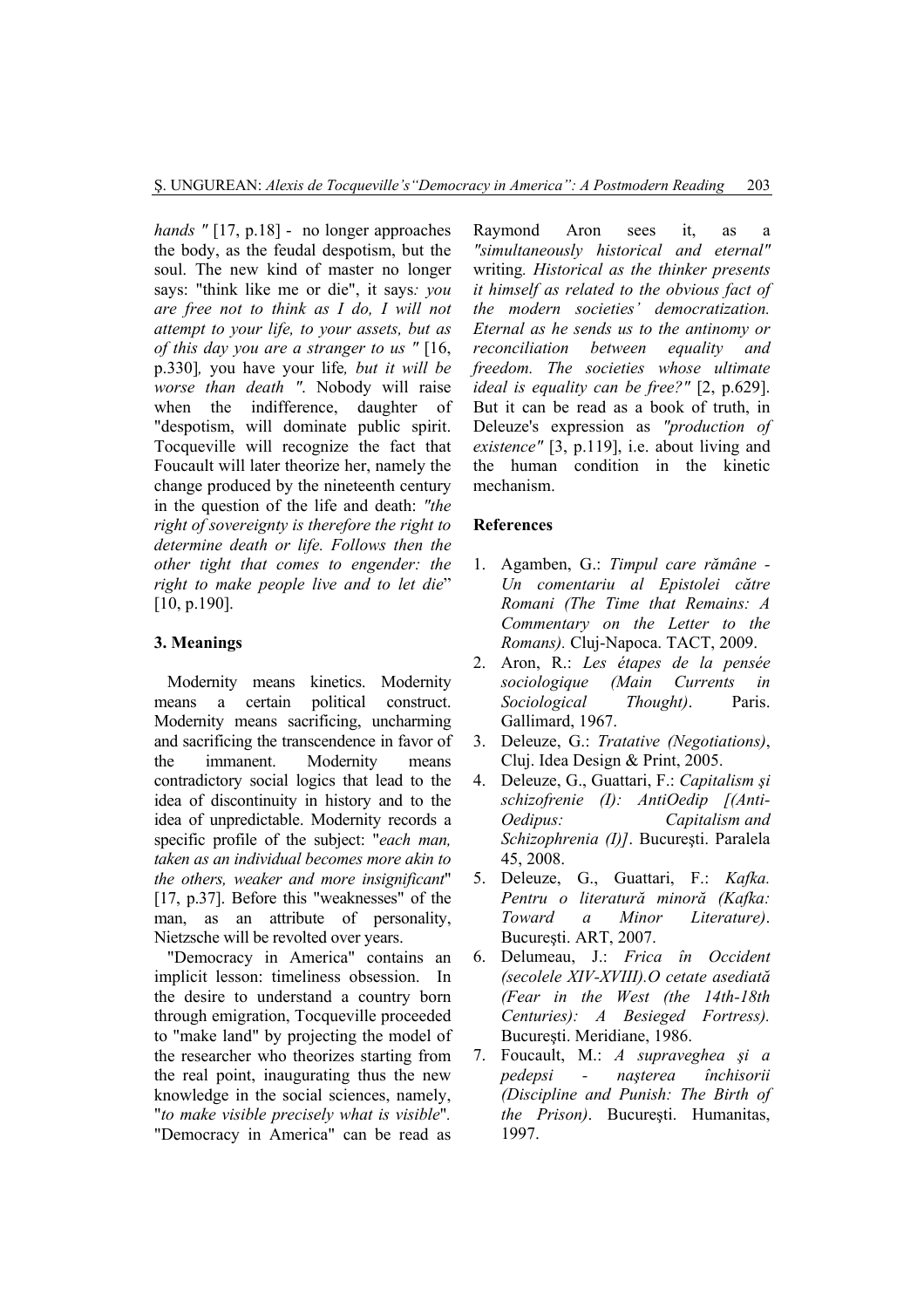*hands "* [17, p.18] - no longer approaches the body, as the feudal despotism, but the soul. The new kind of master no longer says: "think like me or die", it says*: you are free not to think as I do, I will not attempt to your life, to your assets, but as of this day you are a stranger to us "* [16, p.330]*,* you have your life*, but it will be worse than death ".* Nobody will raise when the indifference, daughter of "despotism, will dominate public spirit. Tocqueville will recognize the fact that Foucault will later theorize her, namely the change produced by the nineteenth century in the question of the life and death: *"the right of sovereignty is therefore the right to determine death or life. Follows then the other tight that comes to engender: the right to make people live and to let die*" [10, p.190].

## 3. Meanings

Modernity means kinetics. Modernity means a certain political construct. Modernity means sacrificing, uncharming and sacrificing the transcendence in favor of the immanent. Modernity means contradictory social logics that lead to the idea of discontinuity in history and to the idea of unpredictable. Modernity records a specific profile of the subject: "*each man, taken as an individual becomes more akin to the others, weaker and more insignificant*" [17, p.37]. Before this "weaknesses" of the man, as an attribute of personality, Nietzsche will be revolted over years.

"Democracy in America" contains an implicit lesson: timeliness obsession. In the desire to understand a country born through emigration, Tocqueville proceeded to "make land" by projecting the model of the researcher who theorizes starting from the real point, inaugurating thus the new knowledge in the social sciences, namely, "*to make visible precisely what is visible*". "Democracy in America" can be read as Raymond Aron sees it, as a *"simultaneously historical and eternal"* writing*. Historical as the thinker presents it himself as related to the obvious fact of the modern societies' democratization. Eternal as he sends us to the antinomy or reconciliation between equality and freedom. The societies whose ultimate ideal is equality can be free?"* [2, p.629]. But it can be read as a book of truth, in Deleuze's expression as *"production of existence"* [3, p.119], i.e. about living and the human condition in the kinetic mechanism.

## References

1. Agamben, G.: *Timpul care rămâne - Un comentariu al Epistolei către Romani (The Time that Remains: A Commentary on the Letter to the Romans).* Cluj-Napoca. TACT, 2009.
2. Aron, R.: *Les étapes de la pensée sociologique (Main Currents in Sociological Thought)*. Paris. Gallimard, 1967.
3. Deleuze, G.: *Tratative (Negotiations)*, Cluj. Idea Design & Print, 2005.
4. Deleuze, G., Guattari, F.: *Capitalism şi schizofrenie (I): AntiOedip [(Anti-Oedipus: Capitalism and Schizophrenia (I)]*. Bucureşti. Paralela 45, 2008.
5. Deleuze, G., Guattari, F.: *Kafka. Pentru o literatură minoră (Kafka: Toward a Minor Literature)*. Bucureşti. ART, 2007.
6. Delumeau, J.: *Frica în Occident (secolele XIV-XVIII).O cetate asediată (Fear in the West (the 14th-18th Centuries): A Besieged Fortress).* Bucureşti. Meridiane, 1986.
7. Foucault, M.: *A supraveghea şi a pedepsi - naşterea închisorii (Discipline and Punish: The Birth of the Prison)*. Bucureşti. Humanitas, 1997.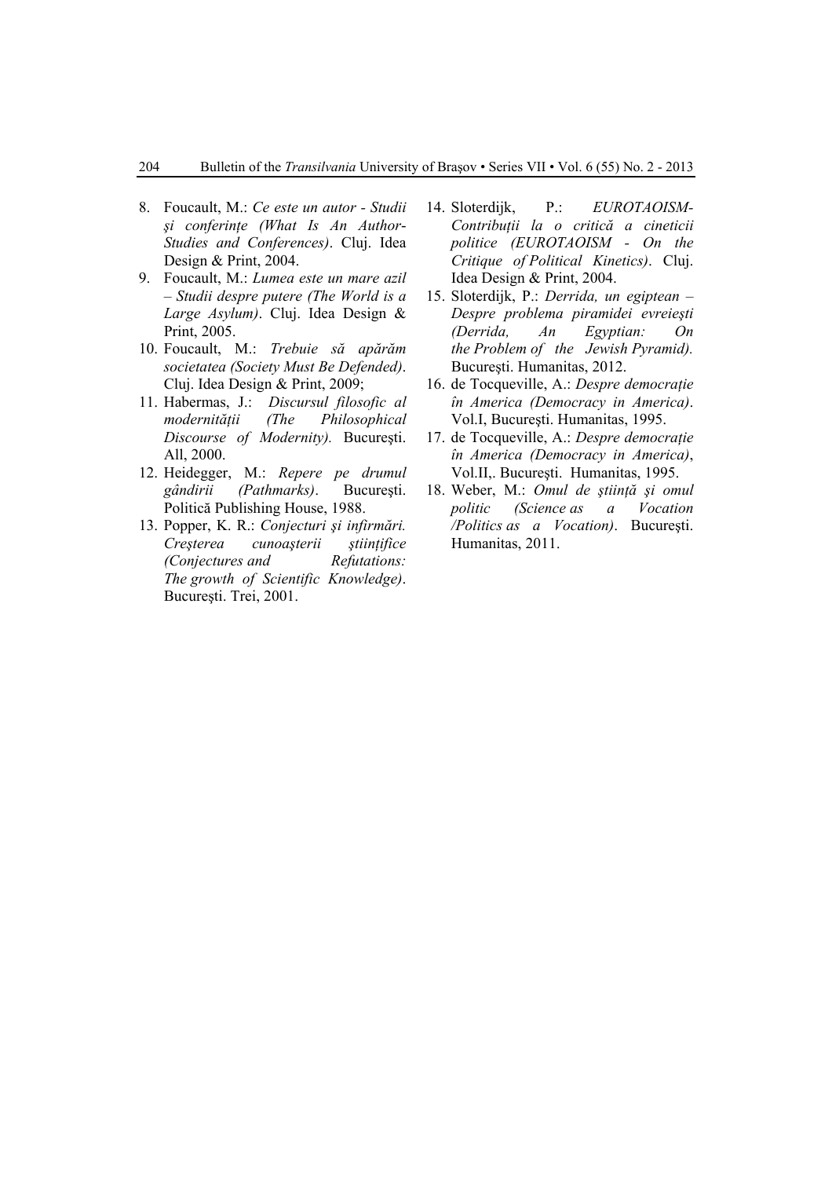8. Foucault, M.: *Ce este un autor - Studii şi conferinţe (What Is An Author-Studies and Conferences)*. Cluj. Idea Design & Print, 2004.
9. Foucault, M.: *Lumea este un mare azil – Studii despre putere (The World is a Large Asylum)*. Cluj. Idea Design & Print, 2005.
10. Foucault, M.: *Trebuie să apărăm societatea (Society Must Be Defended)*. Cluj. Idea Design & Print, 2009;
11. Habermas, J.: *Discursul filosofic al modernităţii (The Philosophical Discourse of Modernity).* Bucureşti. All, 2000.
12. Heidegger, M.: *Repere pe drumul gândirii (Pathmarks)*. Bucureşti. Politică Publishing House, 1988.
13. Popper, K. R.: *Conjecturi şi infirmări. Creşterea cunoaşterii ştiinţifice (Conjectures and Refutations: The growth of Scientific Knowledge)*. Bucureşti. Trei, 2001.
14. Sloterdijk, P.: *EUROTAOISM-Contribuţii la o critică a cineticii politice (EUROTAOISM - On the Critique of Political Kinetics)*. Cluj. Idea Design & Print, 2004.
15. Sloterdijk, P.: *Derrida, un egiptean – Despre problema piramidei evreieşti (Derrida, An Egyptian: On the Problem of the Jewish Pyramid).* Bucureşti. Humanitas, 2012.
16. de Tocqueville, A.: *Despre democraţie în America (Democracy in America)*. Vol.I, Bucureşti. Humanitas, 1995.
17. de Tocqueville, A.: *Despre democraţie în America (Democracy in America)*, Vol.II,. Bucureşti. Humanitas, 1995.
18. Weber, M.: *Omul de ştiinţă şi omul politic (Science as a Vocation /Politics as a Vocation)*. Bucureşti. Humanitas, 2011.